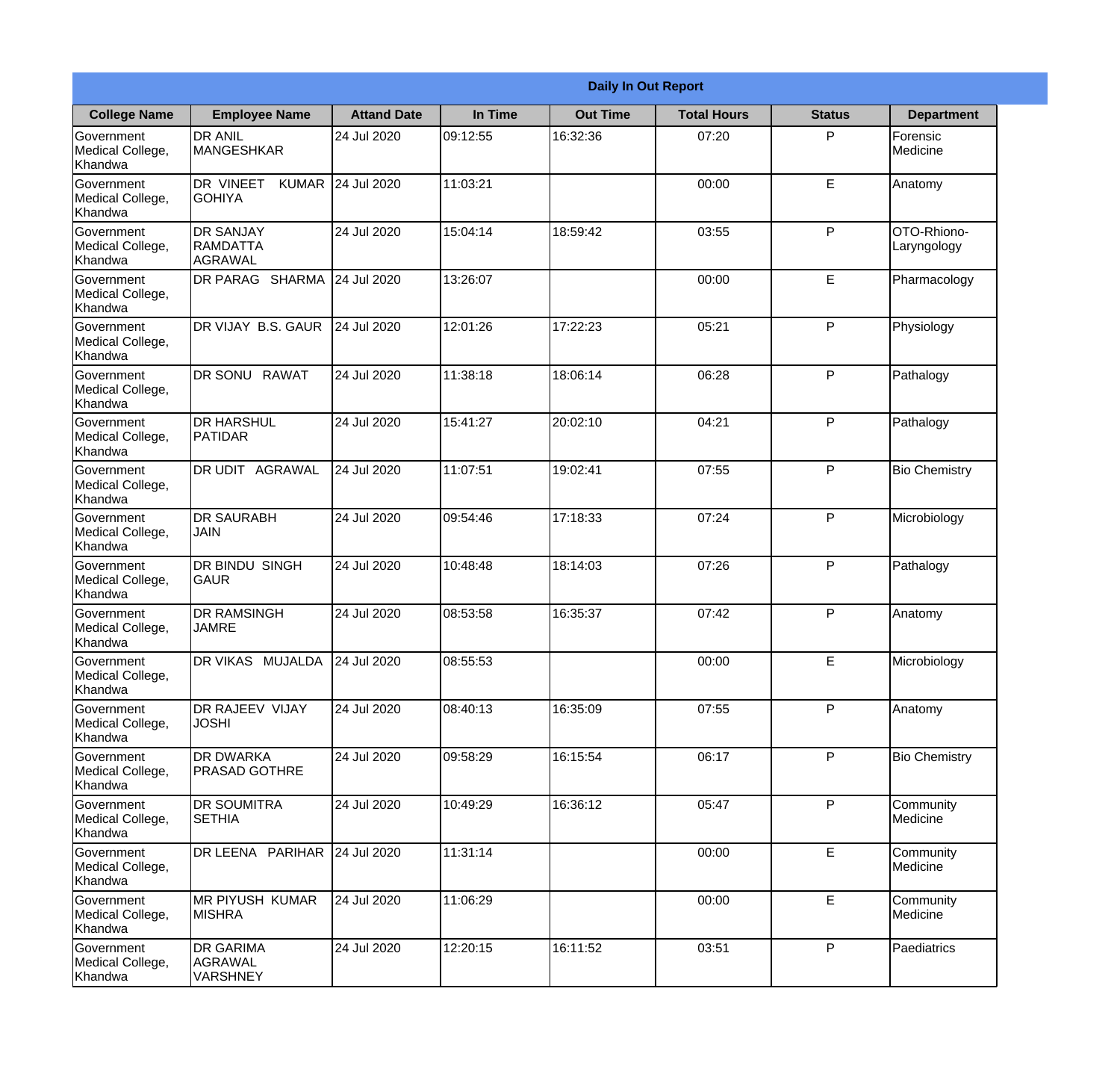| Daily In Out Report | | | | | | | |
|---|---|---|---|---|---|---|---|
| **College Name** | **Employee Name** | **Attand Date** | **In Time** | **Out Time** | **Total Hours** | **Status** | **Department** |
| Government Medical College, Khandwa | DR ANIL MANGESHKAR | 24 Jul 2020 | 09:12:55 | 16:32:36 | 07:20 | P | Forensic Medicine |
| Government Medical College, Khandwa | DR VINEET KUMAR GOHIYA | 24 Jul 2020 | 11:03:21 | | 00:00 | E | Anatomy |
| Government Medical College, Khandwa | DR SANJAY RAMDATTA AGRAWAL | 24 Jul 2020 | 15:04:14 | 18:59:42 | 03:55 | P | OTO-Rhiono-Laryngology |
| Government Medical College, Khandwa | DR PARAG SHARMA | 24 Jul 2020 | 13:26:07 | | 00:00 | E | Pharmacology |
| Government Medical College, Khandwa | DR VIJAY B.S. GAUR | 24 Jul 2020 | 12:01:26 | 17:22:23 | 05:21 | P | Physiology |
| Government Medical College, Khandwa | DR SONU RAWAT | 24 Jul 2020 | 11:38:18 | 18:06:14 | 06:28 | P | Pathalogy |
| Government Medical College, Khandwa | DR HARSHUL PATIDAR | 24 Jul 2020 | 15:41:27 | 20:02:10 | 04:21 | P | Pathalogy |
| Government Medical College, Khandwa | DR UDIT AGRAWAL | 24 Jul 2020 | 11:07:51 | 19:02:41 | 07:55 | P | Bio Chemistry |
| Government Medical College, Khandwa | DR SAURABH JAIN | 24 Jul 2020 | 09:54:46 | 17:18:33 | 07:24 | P | Microbiology |
| Government Medical College, Khandwa | DR BINDU SINGH GAUR | 24 Jul 2020 | 10:48:48 | 18:14:03 | 07:26 | P | Pathalogy |
| Government Medical College, Khandwa | DR RAMSINGH JAMRE | 24 Jul 2020 | 08:53:58 | 16:35:37 | 07:42 | P | Anatomy |
| Government Medical College, Khandwa | DR VIKAS MUJALDA | 24 Jul 2020 | 08:55:53 | | 00:00 | E | Microbiology |
| Government Medical College, Khandwa | DR RAJEEV VIJAY JOSHI | 24 Jul 2020 | 08:40:13 | 16:35:09 | 07:55 | P | Anatomy |
| Government Medical College, Khandwa | DR DWARKA PRASAD GOTHRE | 24 Jul 2020 | 09:58:29 | 16:15:54 | 06:17 | P | Bio Chemistry |
| Government Medical College, Khandwa | DR SOUMITRA SETHIA | 24 Jul 2020 | 10:49:29 | 16:36:12 | 05:47 | P | Community Medicine |
| Government Medical College, Khandwa | DR LEENA PARIHAR | 24 Jul 2020 | 11:31:14 | | 00:00 | E | Community Medicine |
| Government Medical College, Khandwa | MR PIYUSH KUMAR MISHRA | 24 Jul 2020 | 11:06:29 | | 00:00 | E | Community Medicine |
| Government Medical College, Khandwa | DR GARIMA AGRAWAL VARSHNEY | 24 Jul 2020 | 12:20:15 | 16:11:52 | 03:51 | P | Paediatrics |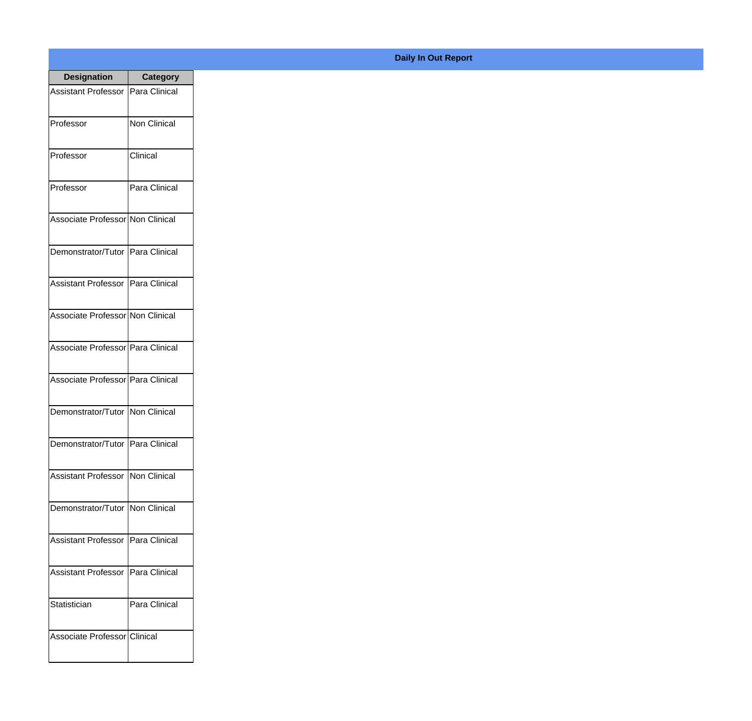**Daily In Out Report**

| Designation | Category |
|---|---|
| Assistant Professor | Para Clinical |
| Professor | Non Clinical |
| Professor | Clinical |
| Professor | Para Clinical |
| Associate Professor | Non Clinical |
| Demonstrator/Tutor | Para Clinical |
| Assistant Professor | Para Clinical |
| Associate Professor | Non Clinical |
| Associate Professor | Para Clinical |
| Associate Professor | Para Clinical |
| Demonstrator/Tutor | Non Clinical |
| Demonstrator/Tutor | Para Clinical |
| Assistant Professor | Non Clinical |
| Demonstrator/Tutor | Non Clinical |
| Assistant Professor | Para Clinical |
| Assistant Professor | Para Clinical |
| Statistician | Para Clinical |
| Associate Professor | Clinical |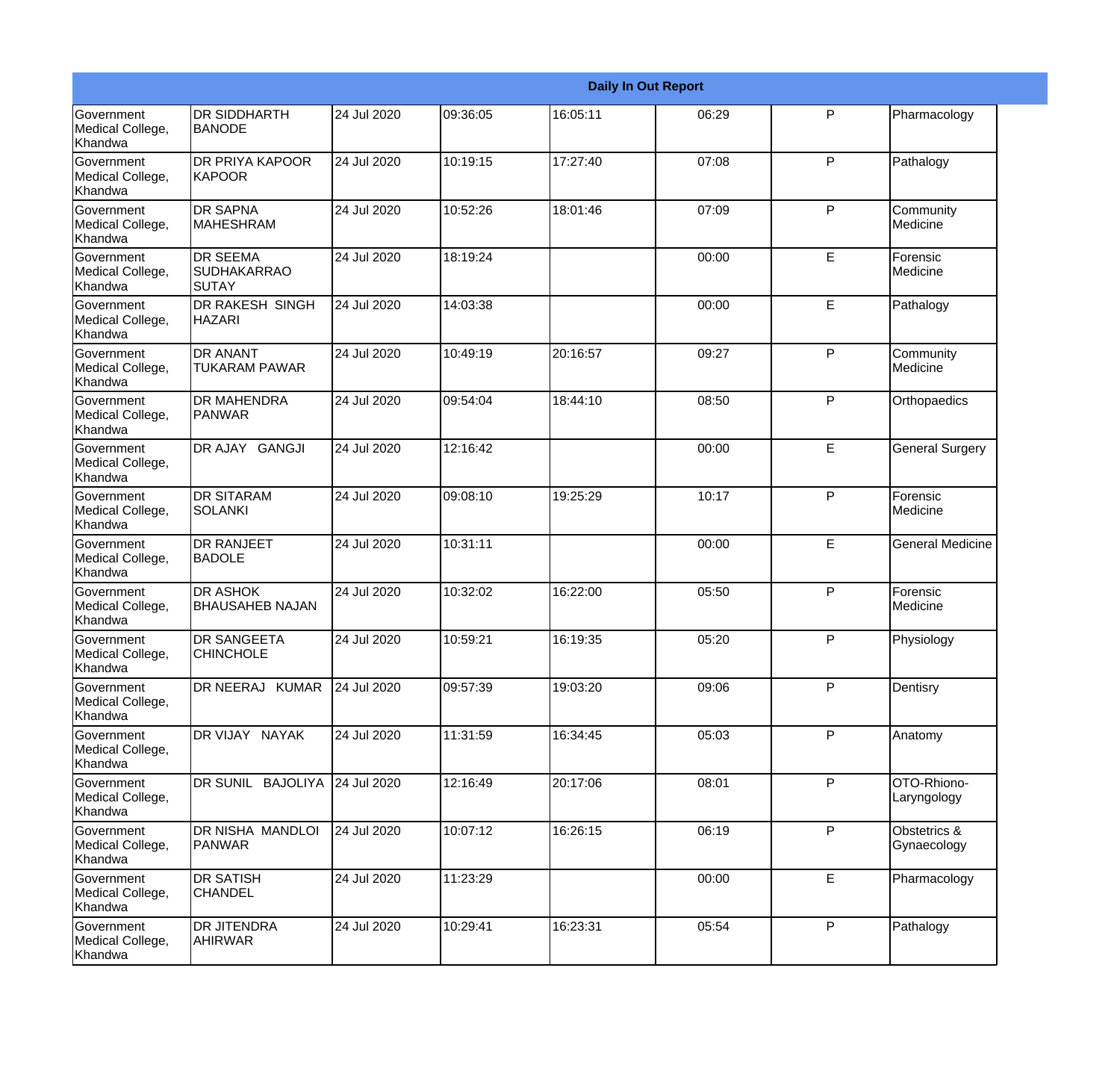| Daily In Out Report | | | | | | | |
|---|---|---|---|---|---|---|---|
| Government Medical College, Khandwa | DR SIDDHARTH BANODE | 24 Jul 2020 | 09:36:05 | 16:05:11 | 06:29 | P | Pharmacology |
| Government Medical College, Khandwa | DR PRIYA KAPOOR KAPOOR | 24 Jul 2020 | 10:19:15 | 17:27:40 | 07:08 | P | Pathalogy |
| Government Medical College, Khandwa | DR SAPNA MAHESHRAM | 24 Jul 2020 | 10:52:26 | 18:01:46 | 07:09 | P | Community Medicine |
| Government Medical College, Khandwa | DR SEEMA SUDHAKARRAO SUTAY | 24 Jul 2020 | 18:19:24 | | 00:00 | E | Forensic Medicine |
| Government Medical College, Khandwa | DR RAKESH SINGH HAZARI | 24 Jul 2020 | 14:03:38 | | 00:00 | E | Pathalogy |
| Government Medical College, Khandwa | DR ANANT TUKARAM PAWAR | 24 Jul 2020 | 10:49:19 | 20:16:57 | 09:27 | P | Community Medicine |
| Government Medical College, Khandwa | DR MAHENDRA PANWAR | 24 Jul 2020 | 09:54:04 | 18:44:10 | 08:50 | P | Orthopaedics |
| Government Medical College, Khandwa | DR AJAY GANGJI | 24 Jul 2020 | 12:16:42 | | 00:00 | E | General Surgery |
| Government Medical College, Khandwa | DR SITARAM SOLANKI | 24 Jul 2020 | 09:08:10 | 19:25:29 | 10:17 | P | Forensic Medicine |
| Government Medical College, Khandwa | DR RANJEET BADOLE | 24 Jul 2020 | 10:31:11 | | 00:00 | E | General Medicine |
| Government Medical College, Khandwa | DR ASHOK BHAUSAHEB NAJAN | 24 Jul 2020 | 10:32:02 | 16:22:00 | 05:50 | P | Forensic Medicine |
| Government Medical College, Khandwa | DR SANGEETA CHINCHOLE | 24 Jul 2020 | 10:59:21 | 16:19:35 | 05:20 | P | Physiology |
| Government Medical College, Khandwa | DR NEERAJ KUMAR | 24 Jul 2020 | 09:57:39 | 19:03:20 | 09:06 | P | Dentisry |
| Government Medical College, Khandwa | DR VIJAY NAYAK | 24 Jul 2020 | 11:31:59 | 16:34:45 | 05:03 | P | Anatomy |
| Government Medical College, Khandwa | DR SUNIL BAJOLIYA | 24 Jul 2020 | 12:16:49 | 20:17:06 | 08:01 | P | OTO-Rhiono-Laryngology |
| Government Medical College, Khandwa | DR NISHA MANDLOI PANWAR | 24 Jul 2020 | 10:07:12 | 16:26:15 | 06:19 | P | Obstetrics & Gynaecology |
| Government Medical College, Khandwa | DR SATISH CHANDEL | 24 Jul 2020 | 11:23:29 | | 00:00 | E | Pharmacology |
| Government Medical College, Khandwa | DR JITENDRA AHIRWAR | 24 Jul 2020 | 10:29:41 | 16:23:31 | 05:54 | P | Pathalogy |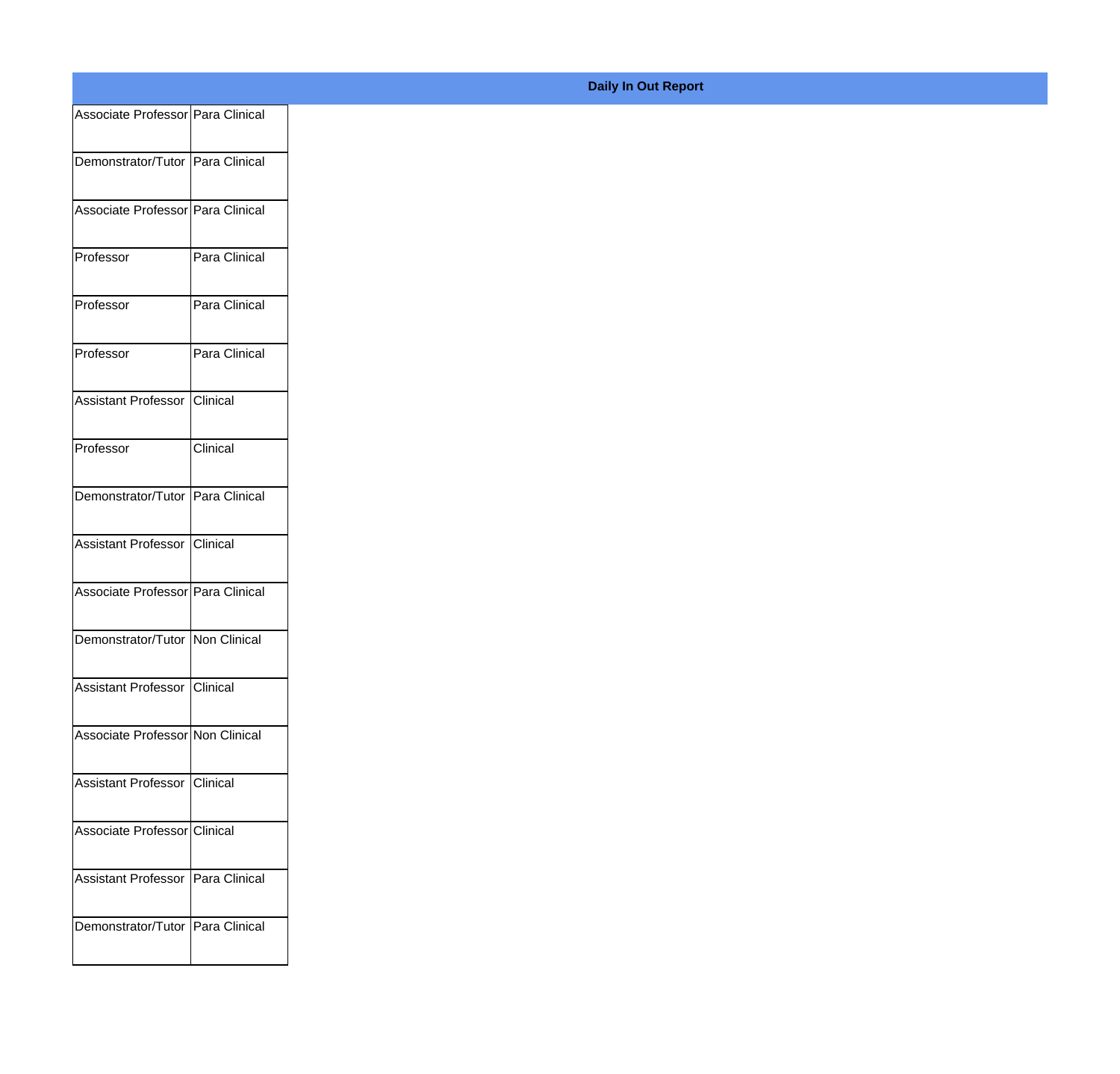**Daily In Out Report**

| | |
|---|---|
| Associate Professor | Para Clinical |
| Demonstrator/Tutor | Para Clinical |
| Associate Professor | Para Clinical |
| Professor | Para Clinical |
| Professor | Para Clinical |
| Professor | Para Clinical |
| Assistant Professor | Clinical |
| Professor | Clinical |
| Demonstrator/Tutor | Para Clinical |
| Assistant Professor | Clinical |
| Associate Professor | Para Clinical |
| Demonstrator/Tutor | Non Clinical |
| Assistant Professor | Clinical |
| Associate Professor | Non Clinical |
| Assistant Professor | Clinical |
| Associate Professor | Clinical |
| Assistant Professor | Para Clinical |
| Demonstrator/Tutor | Para Clinical |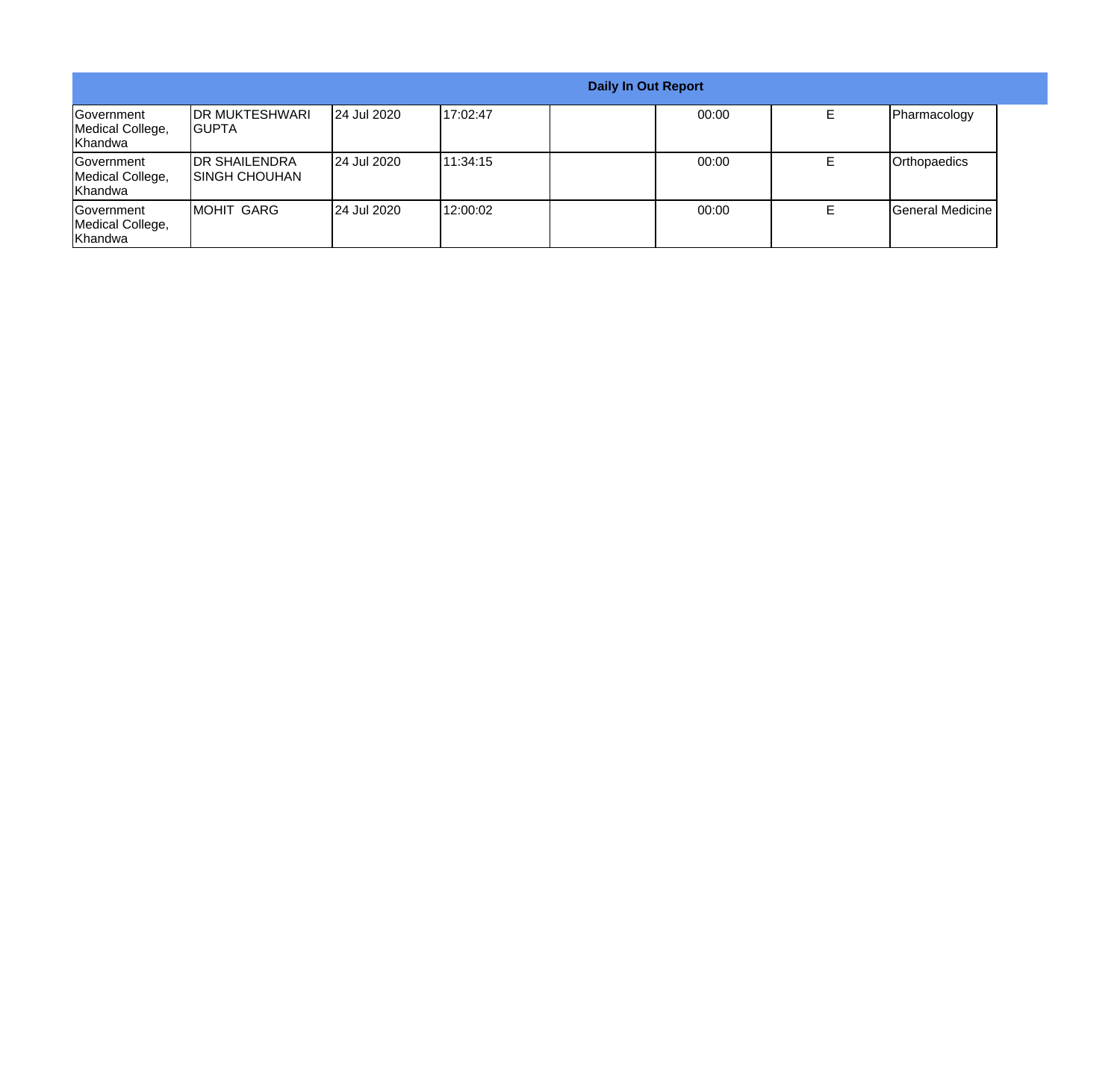| Daily In Out Report | | | | | | | |
|---|---|---|---|---|---|---|---|
| Government Medical College, Khandwa | DR MUKTESHWARI GUPTA | 24 Jul 2020 | 17:02:47 | | 00:00 | E | Pharmacology |
| Government Medical College, Khandwa | DR SHAILENDRA SINGH CHOUHAN | 24 Jul 2020 | 11:34:15 | | 00:00 | E | Orthopaedics |
| Government Medical College, Khandwa | MOHIT GARG | 24 Jul 2020 | 12:00:02 | | 00:00 | E | General Medicine |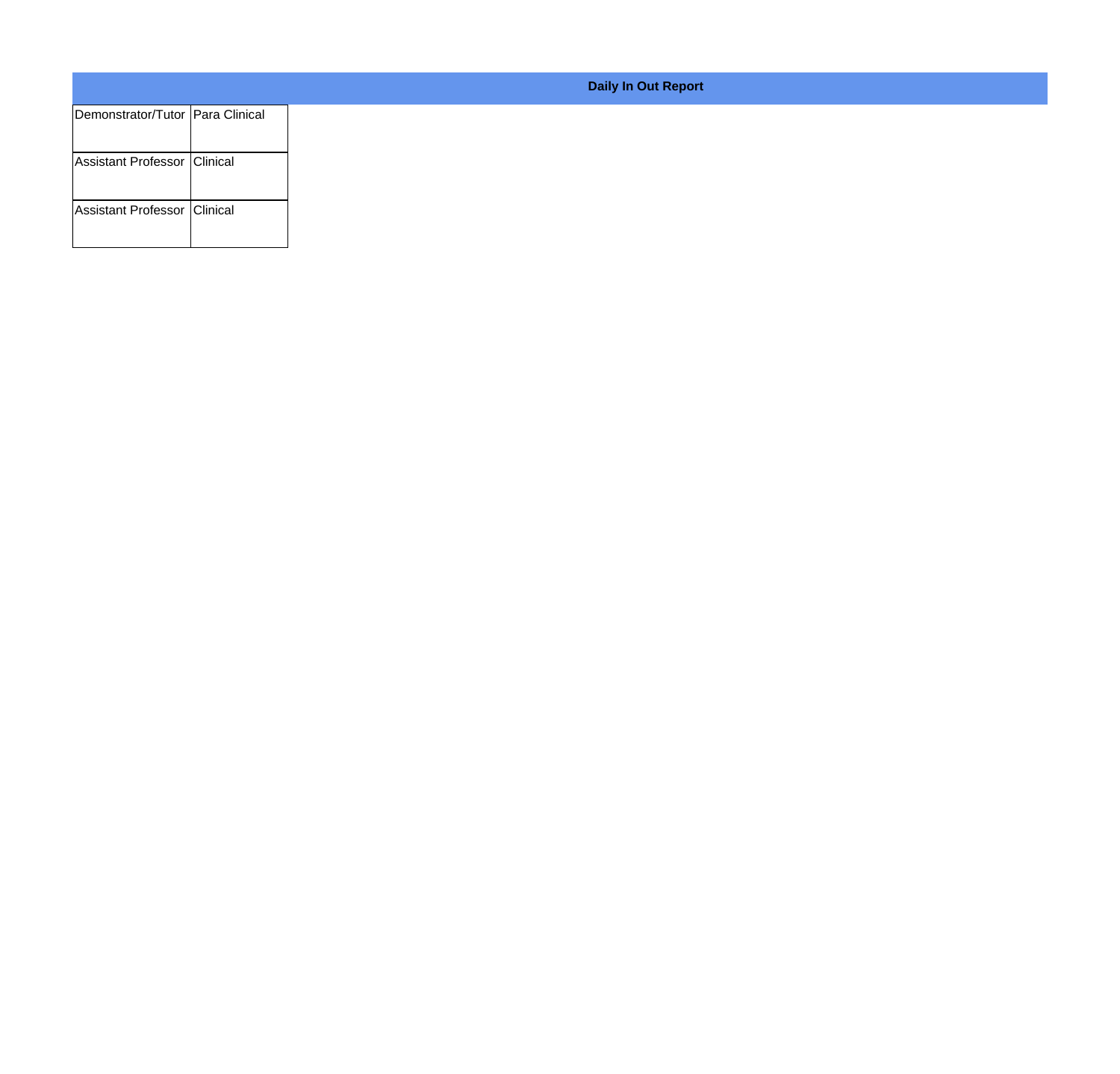**Daily In Out Report**

| | |
|---|---|
| Demonstrator/Tutor | Para Clinical |
| Assistant Professor | Clinical |
| Assistant Professor | Clinical |